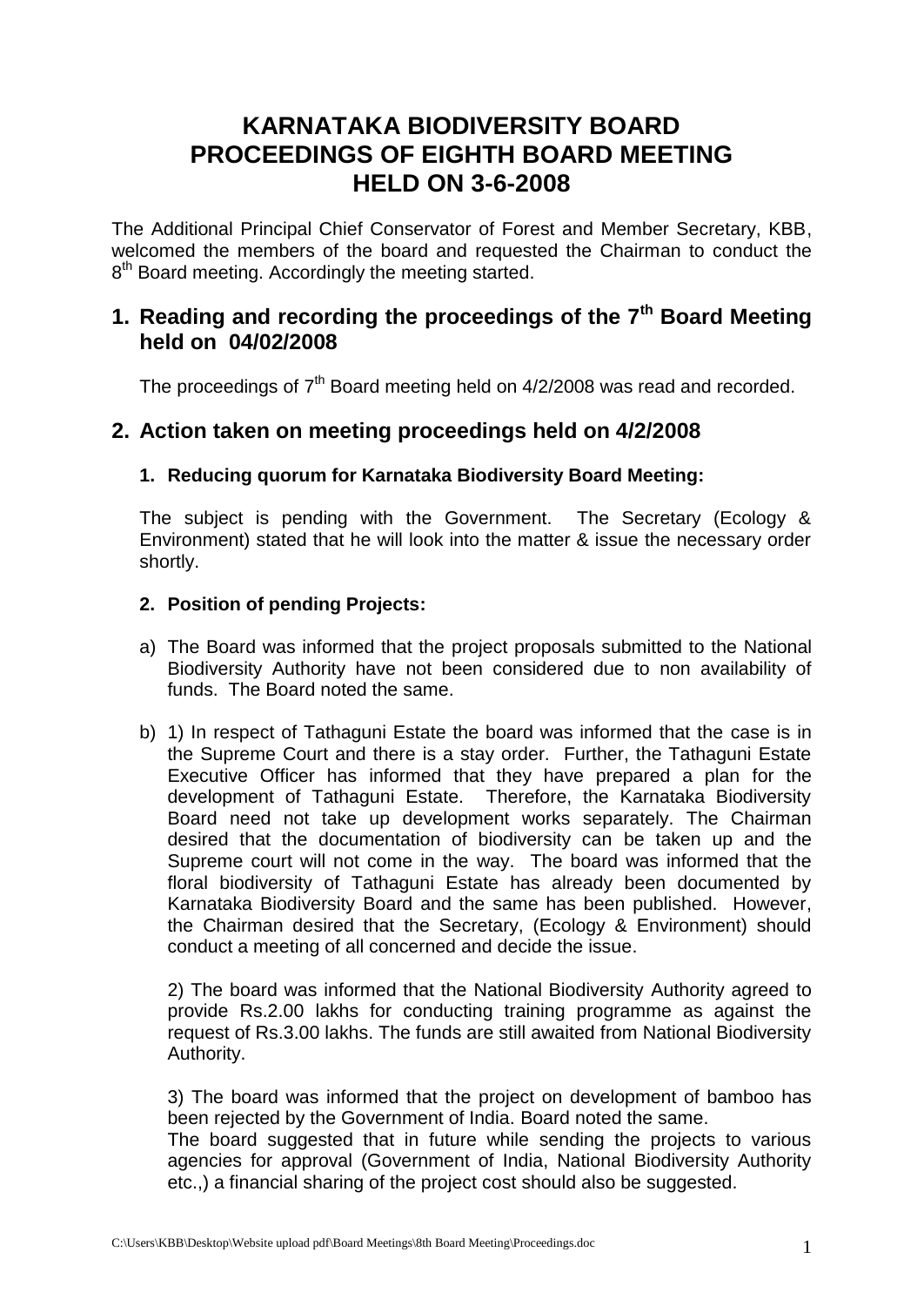# KARNATAKA BIODIVERSITY BOARD
# PROCEEDINGS OF EIGHTH BOARD MEETING
# HELD ON 3-6-2008

The Additional Principal Chief Conservator of Forest and Member Secretary, KBB, welcomed the members of the board and requested the Chairman to conduct the 8th Board meeting. Accordingly the meeting started.

## 1. Reading and recording the proceedings of the 7th Board Meeting held on 04/02/2008

The proceedings of 7th Board meeting held on 4/2/2008 was read and recorded.

## 2. Action taken on meeting proceedings held on 4/2/2008

### 1. Reducing quorum for Karnataka Biodiversity Board Meeting:

The subject is pending with the Government. The Secretary (Ecology & Environment) stated that he will look into the matter & issue the necessary order shortly.

### 2. Position of pending Projects:

a) The Board was informed that the project proposals submitted to the National Biodiversity Authority have not been considered due to non availability of funds. The Board noted the same.

b) 1) In respect of Tathaguni Estate the board was informed that the case is in the Supreme Court and there is a stay order. Further, the Tathaguni Estate Executive Officer has informed that they have prepared a plan for the development of Tathaguni Estate. Therefore, the Karnataka Biodiversity Board need not take up development works separately. The Chairman desired that the documentation of biodiversity can be taken up and the Supreme court will not come in the way. The board was informed that the floral biodiversity of Tathaguni Estate has already been documented by Karnataka Biodiversity Board and the same has been published. However, the Chairman desired that the Secretary, (Ecology & Environment) should conduct a meeting of all concerned and decide the issue.

2) The board was informed that the National Biodiversity Authority agreed to provide Rs.2.00 lakhs for conducting training programme as against the request of Rs.3.00 lakhs. The funds are still awaited from National Biodiversity Authority.

3) The board was informed that the project on development of bamboo has been rejected by the Government of India. Board noted the same.
The board suggested that in future while sending the projects to various agencies for approval (Government of India, National Biodiversity Authority etc.,) a financial sharing of the project cost should also be suggested.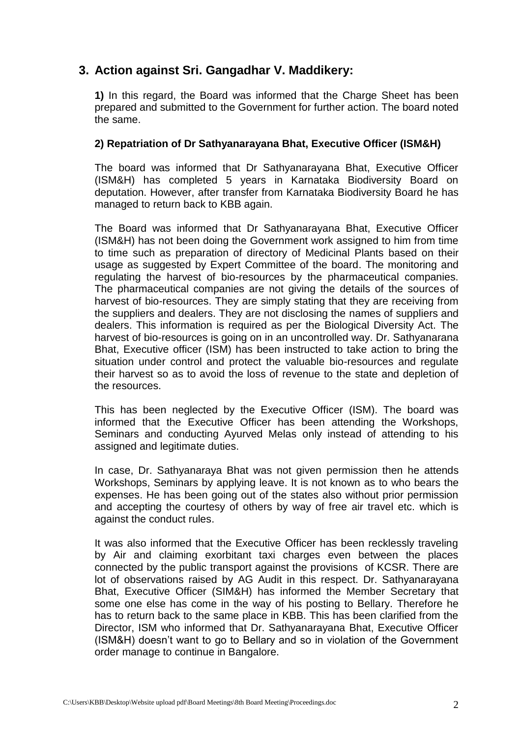## 3. Action against Sri. Gangadhar V. Maddikery:

**1)** In this regard, the Board was informed that the Charge Sheet has been prepared and submitted to the Government for further action. The board noted the same.

**2) Repatriation of Dr Sathyanarayana Bhat, Executive Officer (ISM&H)**

The board was informed that Dr Sathyanarayana Bhat, Executive Officer (ISM&H) has completed 5 years in Karnataka Biodiversity Board on deputation. However, after transfer from Karnataka Biodiversity Board he has managed to return back to KBB again.

The Board was informed that Dr Sathyanarayana Bhat, Executive Officer (ISM&H) has not been doing the Government work assigned to him from time to time such as preparation of directory of Medicinal Plants based on their usage as suggested by Expert Committee of the board. The monitoring and regulating the harvest of bio-resources by the pharmaceutical companies. The pharmaceutical companies are not giving the details of the sources of harvest of bio-resources. They are simply stating that they are receiving from the suppliers and dealers. They are not disclosing the names of suppliers and dealers. This information is required as per the Biological Diversity Act. The harvest of bio-resources is going on in an uncontrolled way. Dr. Sathyanarana Bhat, Executive officer (ISM) has been instructed to take action to bring the situation under control and protect the valuable bio-resources and regulate their harvest so as to avoid the loss of revenue to the state and depletion of the resources.

This has been neglected by the Executive Officer (ISM). The board was informed that the Executive Officer has been attending the Workshops, Seminars and conducting Ayurved Melas only instead of attending to his assigned and legitimate duties.

In case, Dr. Sathyanaraya Bhat was not given permission then he attends Workshops, Seminars by applying leave. It is not known as to who bears the expenses. He has been going out of the states also without prior permission and accepting the courtesy of others by way of free air travel etc. which is against the conduct rules.

It was also informed that the Executive Officer has been recklessly traveling by Air and claiming exorbitant taxi charges even between the places connected by the public transport against the provisions of KCSR. There are lot of observations raised by AG Audit in this respect. Dr. Sathyanarayana Bhat, Executive Officer (SIM&H) has informed the Member Secretary that some one else has come in the way of his posting to Bellary. Therefore he has to return back to the same place in KBB. This has been clarified from the Director, ISM who informed that Dr. Sathyanarayana Bhat, Executive Officer (ISM&H) doesn't want to go to Bellary and so in violation of the Government order manage to continue in Bangalore.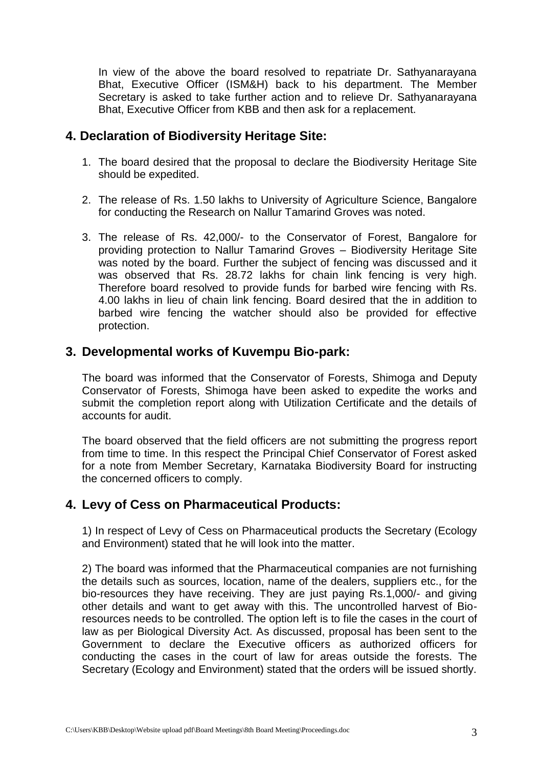In view of the above the board resolved to repatriate Dr. Sathyanarayana Bhat, Executive Officer (ISM&H) back to his department. The Member Secretary is asked to take further action and to relieve Dr. Sathyanarayana Bhat, Executive Officer from KBB and then ask for a replacement.

## 4. Declaration of Biodiversity Heritage Site:

1. The board desired that the proposal to declare the Biodiversity Heritage Site should be expedited.

2. The release of Rs. 1.50 lakhs to University of Agriculture Science, Bangalore for conducting the Research on Nallur Tamarind Groves was noted.

3. The release of Rs. 42,000/- to the Conservator of Forest, Bangalore for providing protection to Nallur Tamarind Groves – Biodiversity Heritage Site was noted by the board. Further the subject of fencing was discussed and it was observed that Rs. 28.72 lakhs for chain link fencing is very high. Therefore board resolved to provide funds for barbed wire fencing with Rs. 4.00 lakhs in lieu of chain link fencing. Board desired that the in addition to barbed wire fencing the watcher should also be provided for effective protection.

## 3. Developmental works of Kuvempu Bio-park:

The board was informed that the Conservator of Forests, Shimoga and Deputy Conservator of Forests, Shimoga have been asked to expedite the works and submit the completion report along with Utilization Certificate and the details of accounts for audit.

The board observed that the field officers are not submitting the progress report from time to time. In this respect the Principal Chief Conservator of Forest asked for a note from Member Secretary, Karnataka Biodiversity Board for instructing the concerned officers to comply.

## 4. Levy of Cess on Pharmaceutical Products:

1) In respect of Levy of Cess on Pharmaceutical products the Secretary (Ecology and Environment) stated that he will look into the matter.

2) The board was informed that the Pharmaceutical companies are not furnishing the details such as sources, location, name of the dealers, suppliers etc., for the bio-resources they have receiving. They are just paying Rs.1,000/- and giving other details and want to get away with this. The uncontrolled harvest of Bio-resources needs to be controlled. The option left is to file the cases in the court of law as per Biological Diversity Act. As discussed, proposal has been sent to the Government to declare the Executive officers as authorized officers for conducting the cases in the court of law for areas outside the forests. The Secretary (Ecology and Environment) stated that the orders will be issued shortly.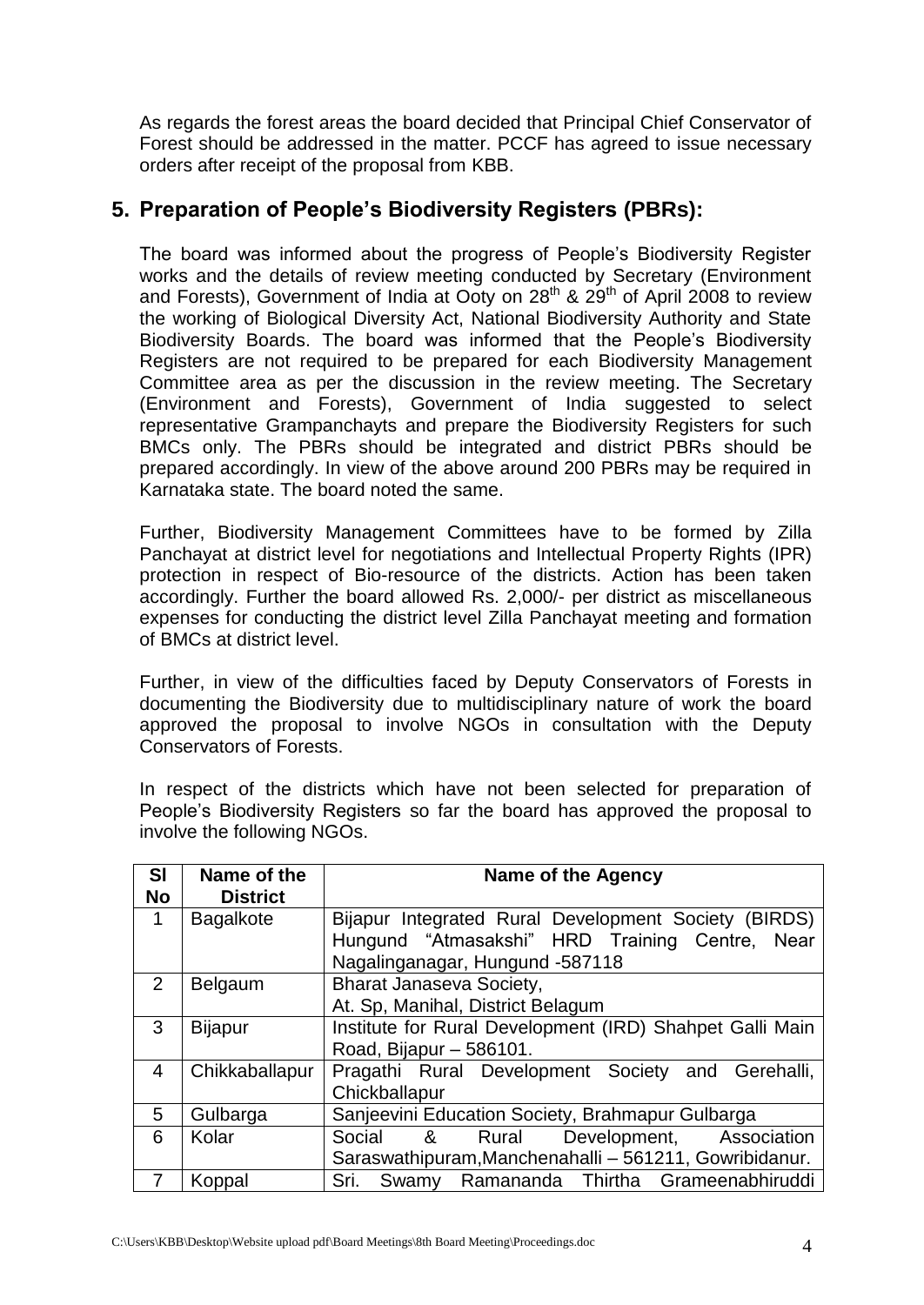As regards the forest areas the board decided that Principal Chief Conservator of Forest should be addressed in the matter. PCCF has agreed to issue necessary orders after receipt of the proposal from KBB.

## 5. Preparation of People's Biodiversity Registers (PBRs):

The board was informed about the progress of People's Biodiversity Register works and the details of review meeting conducted by Secretary (Environment and Forests), Government of India at Ooty on 28th & 29th of April 2008 to review the working of Biological Diversity Act, National Biodiversity Authority and State Biodiversity Boards. The board was informed that the People's Biodiversity Registers are not required to be prepared for each Biodiversity Management Committee area as per the discussion in the review meeting. The Secretary (Environment and Forests), Government of India suggested to select representative Grampanchayts and prepare the Biodiversity Registers for such BMCs only. The PBRs should be integrated and district PBRs should be prepared accordingly. In view of the above around 200 PBRs may be required in Karnataka state. The board noted the same.

Further, Biodiversity Management Committees have to be formed by Zilla Panchayat at district level for negotiations and Intellectual Property Rights (IPR) protection in respect of Bio-resource of the districts. Action has been taken accordingly. Further the board allowed Rs. 2,000/- per district as miscellaneous expenses for conducting the district level Zilla Panchayat meeting and formation of BMCs at district level.

Further, in view of the difficulties faced by Deputy Conservators of Forests in documenting the Biodiversity due to multidisciplinary nature of work the board approved the proposal to involve NGOs in consultation with the Deputy Conservators of Forests.

In respect of the districts which have not been selected for preparation of People's Biodiversity Registers so far the board has approved the proposal to involve the following NGOs.

| Sl No | Name of the District | Name of the Agency |
|---|---|---|
| 1 | Bagalkote | Bijapur Integrated Rural Development Society (BIRDS) Hungund "Atmasakshi" HRD Training Centre, Near Nagalinganagar, Hungund -587118 |
| 2 | Belgaum | Bharat Janaseva Society, At. Sp, Manihal, District Belagum |
| 3 | Bijapur | Institute for Rural Development (IRD) Shahpet Galli Main Road, Bijapur – 586101. |
| 4 | Chikkaballapur | Pragathi Rural Development Society and Gerehalli, Chickballapur |
| 5 | Gulbarga | Sanjeevini Education Society, Brahmapur Gulbarga |
| 6 | Kolar | Social & Rural Development, Association Saraswathipuram,Manchenahalli – 561211, Gowribidanur. |
| 7 | Koppal | Sri. Swamy Ramananda Thirtha Grameenabhiruddi |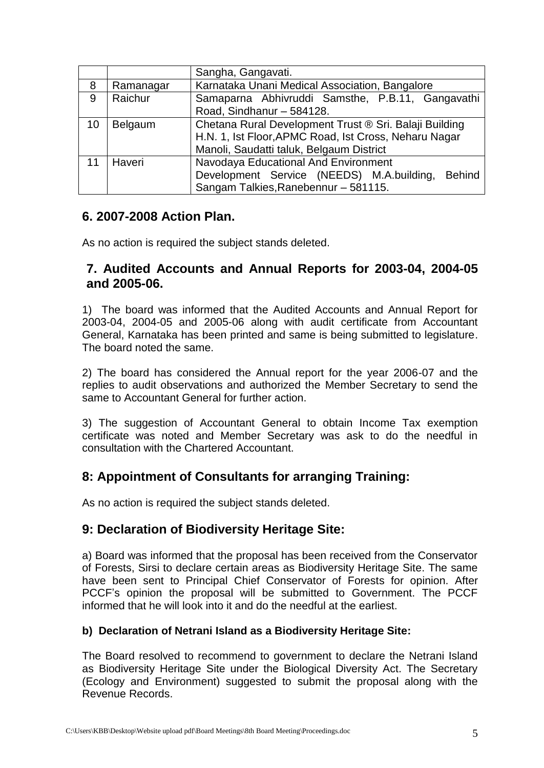|  |  | Sangha, Gangavati. |
|---|---|---|
| 8 | Ramanagar | Karnataka Unani Medical Association, Bangalore |
| 9 | Raichur | Samaparna Abhivruddi Samsthe, P.B.11, Gangavathi Road, Sindhanur – 584128. |
| 10 | Belgaum | Chetana Rural Development Trust ® Sri. Balaji Building H.N. 1, Ist Floor,APMC Road, Ist Cross, Neharu Nagar Manoli, Saudatti taluk, Belgaum District |
| 11 | Haveri | Navodaya Educational And Environment Development Service (NEEDS) M.A.building, Behind Sangam Talkies,Ranebennur – 581115. |

## 6. 2007-2008 Action Plan.

As no action is required the subject stands deleted.

## 7. Audited Accounts and Annual Reports for 2003-04, 2004-05 and 2005-06.

1) The board was informed that the Audited Accounts and Annual Report for 2003-04, 2004-05 and 2005-06 along with audit certificate from Accountant General, Karnataka has been printed and same is being submitted to legislature. The board noted the same.

2) The board has considered the Annual report for the year 2006-07 and the replies to audit observations and authorized the Member Secretary to send the same to Accountant General for further action.

3) The suggestion of Accountant General to obtain Income Tax exemption certificate was noted and Member Secretary was ask to do the needful in consultation with the Chartered Accountant.

## 8: Appointment of Consultants for arranging Training:

As no action is required the subject stands deleted.

## 9: Declaration of Biodiversity Heritage Site:

a) Board was informed that the proposal has been received from the Conservator of Forests, Sirsi to declare certain areas as Biodiversity Heritage Site. The same have been sent to Principal Chief Conservator of Forests for opinion. After PCCF's opinion the proposal will be submitted to Government. The PCCF informed that he will look into it and do the needful at the earliest.

**b) Declaration of Netrani Island as a Biodiversity Heritage Site:**

The Board resolved to recommend to government to declare the Netrani Island as Biodiversity Heritage Site under the Biological Diversity Act. The Secretary (Ecology and Environment) suggested to submit the proposal along with the Revenue Records.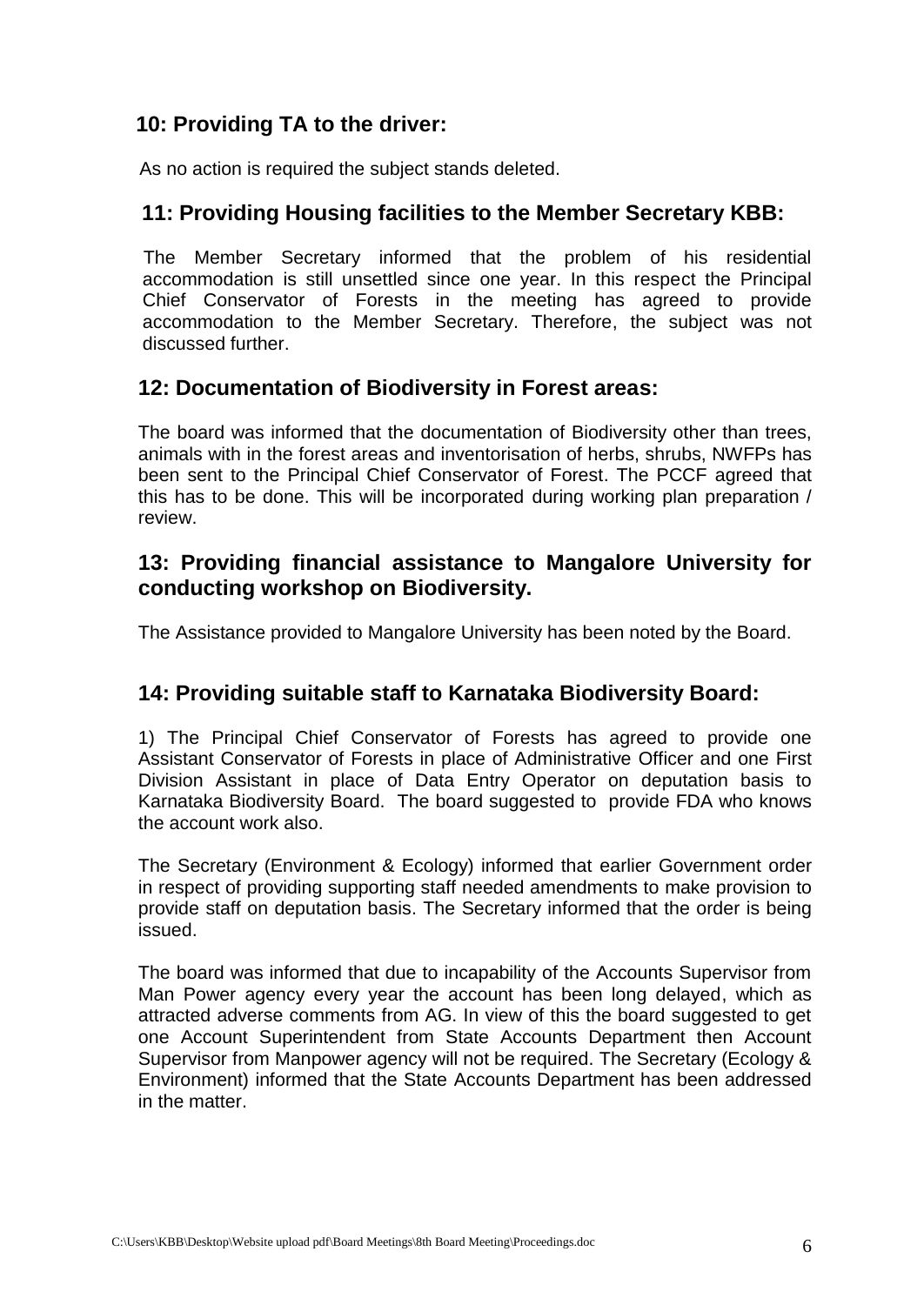### 10: Providing TA to the driver:

As no action is required the subject stands deleted.

### 11: Providing Housing facilities to the Member Secretary KBB:

The Member Secretary informed that the problem of his residential accommodation is still unsettled since one year. In this respect the Principal Chief Conservator of Forests in the meeting has agreed to provide accommodation to the Member Secretary. Therefore, the subject was not discussed further.

### 12: Documentation of Biodiversity in Forest areas:

The board was informed that the documentation of Biodiversity other than trees, animals with in the forest areas and inventorisation of herbs, shrubs, NWFPs has been sent to the Principal Chief Conservator of Forest. The PCCF agreed that this has to be done. This will be incorporated during working plan preparation / review.

### 13: Providing financial assistance to Mangalore University for conducting workshop on Biodiversity.

The Assistance provided to Mangalore University has been noted by the Board.

### 14: Providing suitable staff to Karnataka Biodiversity Board:

1) The Principal Chief Conservator of Forests has agreed to provide one Assistant Conservator of Forests in place of Administrative Officer and one First Division Assistant in place of Data Entry Operator on deputation basis to Karnataka Biodiversity Board. The board suggested to provide FDA who knows the account work also.

The Secretary (Environment & Ecology) informed that earlier Government order in respect of providing supporting staff needed amendments to make provision to provide staff on deputation basis. The Secretary informed that the order is being issued.

The board was informed that due to incapability of the Accounts Supervisor from Man Power agency every year the account has been long delayed, which as attracted adverse comments from AG. In view of this the board suggested to get one Account Superintendent from State Accounts Department then Account Supervisor from Manpower agency will not be required. The Secretary (Ecology & Environment) informed that the State Accounts Department has been addressed in the matter.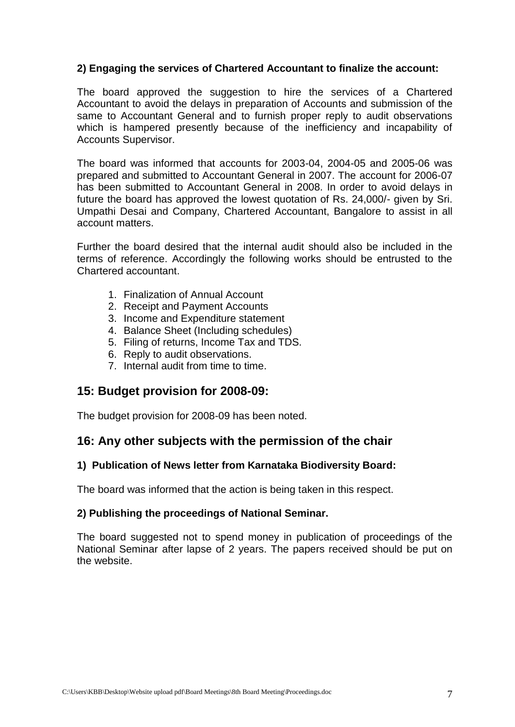**2) Engaging the services of Chartered Accountant to finalize the account:**

The board approved the suggestion to hire the services of a Chartered Accountant to avoid the delays in preparation of Accounts and submission of the same to Accountant General and to furnish proper reply to audit observations which is hampered presently because of the inefficiency and incapability of Accounts Supervisor.

The board was informed that accounts for 2003-04, 2004-05 and 2005-06 was prepared and submitted to Accountant General in 2007. The account for 2006-07 has been submitted to Accountant General in 2008. In order to avoid delays in future the board has approved the lowest quotation of Rs. 24,000/- given by Sri. Umpathi Desai and Company, Chartered Accountant, Bangalore to assist in all account matters.

Further the board desired that the internal audit should also be included in the terms of reference. Accordingly the following works should be entrusted to the Chartered accountant.

1. Finalization of Annual Account
2. Receipt and Payment Accounts
3. Income and Expenditure statement
4. Balance Sheet (Including schedules)
5. Filing of returns, Income Tax and TDS.
6. Reply to audit observations.
7. Internal audit from time to time.

## 15: Budget provision for 2008-09:

The budget provision for 2008-09 has been noted.

## 16: Any other subjects with the permission of the chair

**1) Publication of News letter from Karnataka Biodiversity Board:**

The board was informed that the action is being taken in this respect.

**2) Publishing the proceedings of National Seminar.**

The board suggested not to spend money in publication of proceedings of the National Seminar after lapse of 2 years. The papers received should be put on the website.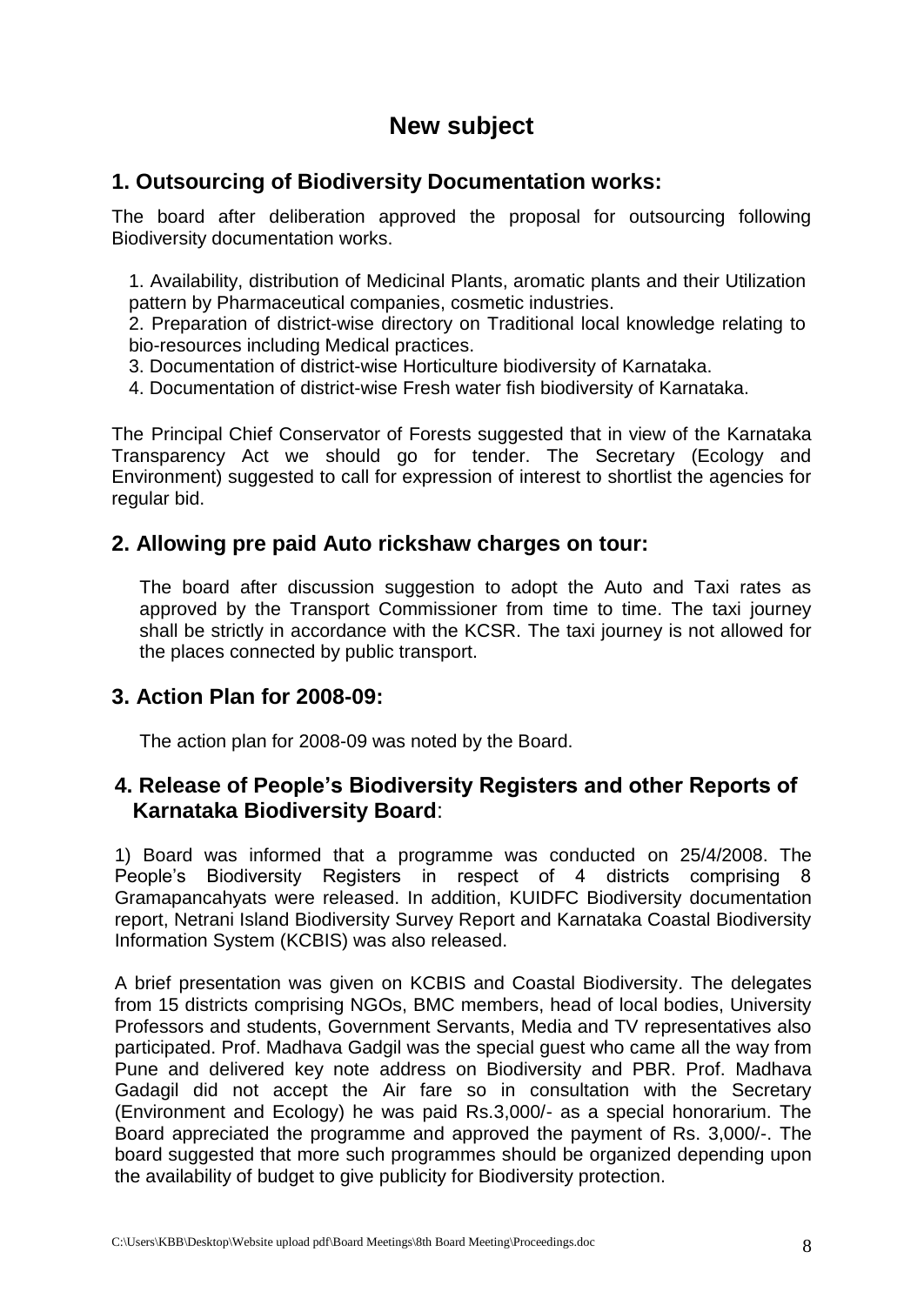# New subject

## 1. Outsourcing of Biodiversity Documentation works:

The board after deliberation approved the proposal for outsourcing following Biodiversity documentation works.

1. Availability, distribution of Medicinal Plants, aromatic plants and their Utilization pattern by Pharmaceutical companies, cosmetic industries.
2. Preparation of district-wise directory on Traditional local knowledge relating to bio-resources including Medical practices.
3. Documentation of district-wise Horticulture biodiversity of Karnataka.
4. Documentation of district-wise Fresh water fish biodiversity of Karnataka.

The Principal Chief Conservator of Forests suggested that in view of the Karnataka Transparency Act we should go for tender. The Secretary (Ecology and Environment) suggested to call for expression of interest to shortlist the agencies for regular bid.

## 2. Allowing pre paid Auto rickshaw charges on tour:

The board after discussion suggestion to adopt the Auto and Taxi rates as approved by the Transport Commissioner from time to time. The taxi journey shall be strictly in accordance with the KCSR. The taxi journey is not allowed for the places connected by public transport.

## 3. Action Plan for 2008-09:

The action plan for 2008-09 was noted by the Board.

## 4. Release of People's Biodiversity Registers and other Reports of Karnataka Biodiversity Board:

1) Board was informed that a programme was conducted on 25/4/2008. The People's Biodiversity Registers in respect of 4 districts comprising 8 Gramapancahyats were released. In addition, KUIDFC Biodiversity documentation report, Netrani Island Biodiversity Survey Report and Karnataka Coastal Biodiversity Information System (KCBIS) was also released.

A brief presentation was given on KCBIS and Coastal Biodiversity. The delegates from 15 districts comprising NGOs, BMC members, head of local bodies, University Professors and students, Government Servants, Media and TV representatives also participated. Prof. Madhava Gadgil was the special guest who came all the way from Pune and delivered key note address on Biodiversity and PBR. Prof. Madhava Gadagil did not accept the Air fare so in consultation with the Secretary (Environment and Ecology) he was paid Rs.3,000/- as a special honorarium. The Board appreciated the programme and approved the payment of Rs. 3,000/-. The board suggested that more such programmes should be organized depending upon the availability of budget to give publicity for Biodiversity protection.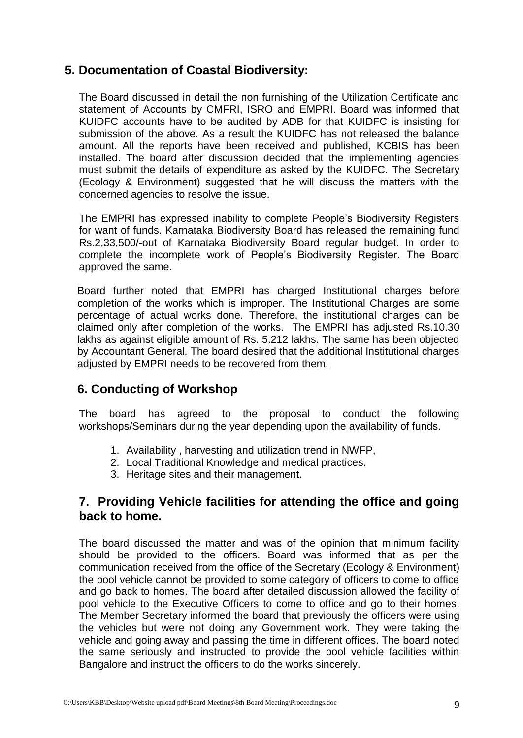## 5. Documentation of Coastal Biodiversity:

The Board discussed in detail the non furnishing of the Utilization Certificate and statement of Accounts by CMFRI, ISRO and EMPRI. Board was informed that KUIDFC accounts have to be audited by ADB for that KUIDFC is insisting for submission of the above. As a result the KUIDFC has not released the balance amount. All the reports have been received and published, KCBIS has been installed. The board after discussion decided that the implementing agencies must submit the details of expenditure as asked by the KUIDFC. The Secretary (Ecology & Environment) suggested that he will discuss the matters with the concerned agencies to resolve the issue.

The EMPRI has expressed inability to complete People's Biodiversity Registers for want of funds. Karnataka Biodiversity Board has released the remaining fund Rs.2,33,500/-out of Karnataka Biodiversity Board regular budget. In order to complete the incomplete work of People's Biodiversity Register. The Board approved the same.

Board further noted that EMPRI has charged Institutional charges before completion of the works which is improper. The Institutional Charges are some percentage of actual works done. Therefore, the institutional charges can be claimed only after completion of the works. The EMPRI has adjusted Rs.10.30 lakhs as against eligible amount of Rs. 5.212 lakhs. The same has been objected by Accountant General. The board desired that the additional Institutional charges adjusted by EMPRI needs to be recovered from them.

## 6. Conducting of Workshop

The board has agreed to the proposal to conduct the following workshops/Seminars during the year depending upon the availability of funds.

1. Availability , harvesting and utilization trend in NWFP,
2. Local Traditional Knowledge and medical practices.
3. Heritage sites and their management.

## 7. Providing Vehicle facilities for attending the office and going back to home.

The board discussed the matter and was of the opinion that minimum facility should be provided to the officers. Board was informed that as per the communication received from the office of the Secretary (Ecology & Environment) the pool vehicle cannot be provided to some category of officers to come to office and go back to homes. The board after detailed discussion allowed the facility of pool vehicle to the Executive Officers to come to office and go to their homes. The Member Secretary informed the board that previously the officers were using the vehicles but were not doing any Government work. They were taking the vehicle and going away and passing the time in different offices. The board noted the same seriously and instructed to provide the pool vehicle facilities within Bangalore and instruct the officers to do the works sincerely.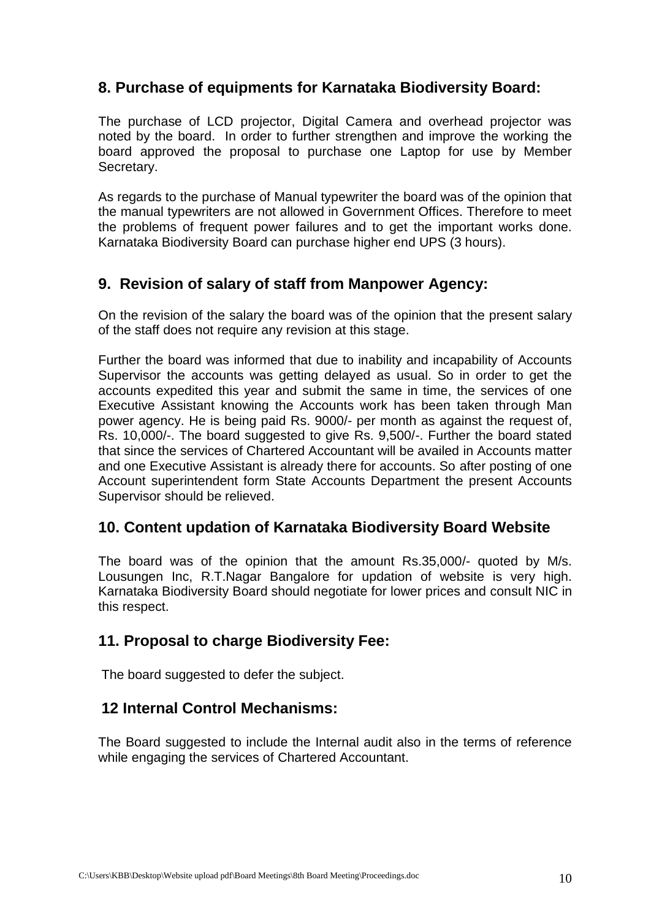## 8. Purchase of equipments for Karnataka Biodiversity Board:

The purchase of LCD projector, Digital Camera and overhead projector was noted by the board. In order to further strengthen and improve the working the board approved the proposal to purchase one Laptop for use by Member Secretary.

As regards to the purchase of Manual typewriter the board was of the opinion that the manual typewriters are not allowed in Government Offices. Therefore to meet the problems of frequent power failures and to get the important works done. Karnataka Biodiversity Board can purchase higher end UPS (3 hours).

## 9. Revision of salary of staff from Manpower Agency:

On the revision of the salary the board was of the opinion that the present salary of the staff does not require any revision at this stage.

Further the board was informed that due to inability and incapability of Accounts Supervisor the accounts was getting delayed as usual. So in order to get the accounts expedited this year and submit the same in time, the services of one Executive Assistant knowing the Accounts work has been taken through Man power agency. He is being paid Rs. 9000/- per month as against the request of, Rs. 10,000/-. The board suggested to give Rs. 9,500/-. Further the board stated that since the services of Chartered Accountant will be availed in Accounts matter and one Executive Assistant is already there for accounts. So after posting of one Account superintendent form State Accounts Department the present Accounts Supervisor should be relieved.

## 10. Content updation of Karnataka Biodiversity Board Website

The board was of the opinion that the amount Rs.35,000/- quoted by M/s. Lousungen Inc, R.T.Nagar Bangalore for updation of website is very high. Karnataka Biodiversity Board should negotiate for lower prices and consult NIC in this respect.

## 11. Proposal to charge Biodiversity Fee:

The board suggested to defer the subject.

## 12 Internal Control Mechanisms:

The Board suggested to include the Internal audit also in the terms of reference while engaging the services of Chartered Accountant.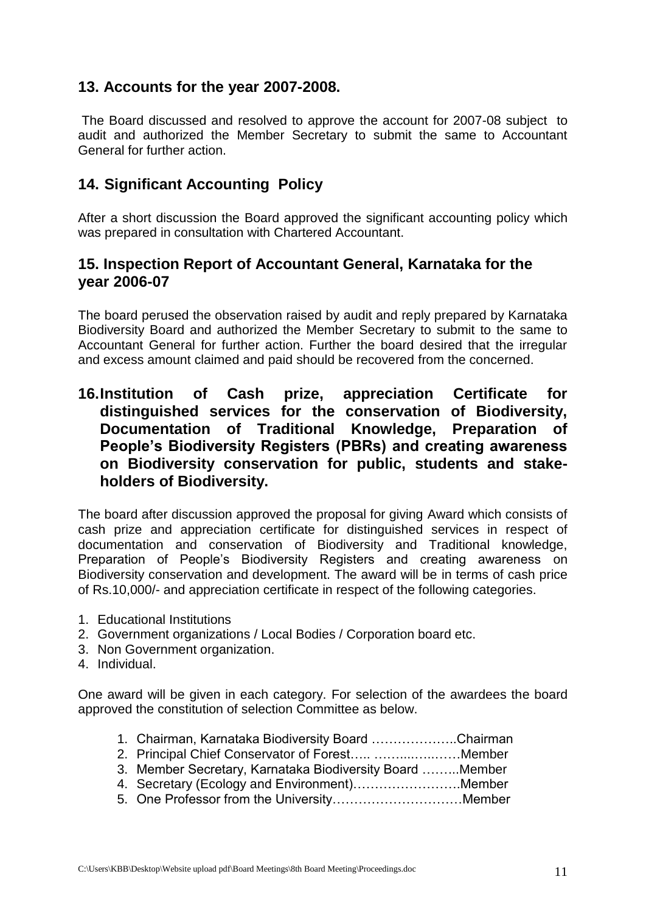## 13. Accounts for the year 2007-2008.

The Board discussed and resolved to approve the account for 2007-08 subject to audit and authorized the Member Secretary to submit the same to Accountant General for further action.

## 14. Significant Accounting Policy

After a short discussion the Board approved the significant accounting policy which was prepared in consultation with Chartered Accountant.

## 15. Inspection Report of Accountant General, Karnataka for the year 2006-07

The board perused the observation raised by audit and reply prepared by Karnataka Biodiversity Board and authorized the Member Secretary to submit to the same to Accountant General for further action. Further the board desired that the irregular and excess amount claimed and paid should be recovered from the concerned.

## 16. Institution of Cash prize, appreciation Certificate for distinguished services for the conservation of Biodiversity, Documentation of Traditional Knowledge, Preparation of People's Biodiversity Registers (PBRs) and creating awareness on Biodiversity conservation for public, students and stake-holders of Biodiversity.

The board after discussion approved the proposal for giving Award which consists of cash prize and appreciation certificate for distinguished services in respect of documentation and conservation of Biodiversity and Traditional knowledge, Preparation of People's Biodiversity Registers and creating awareness on Biodiversity conservation and development. The award will be in terms of cash price of Rs.10,000/- and appreciation certificate in respect of the following categories.

1. Educational Institutions
2. Government organizations / Local Bodies / Corporation board etc.
3. Non Government organization.
4. Individual.

One award will be given in each category. For selection of the awardees the board approved the constitution of selection Committee as below.

1. Chairman, Karnataka Biodiversity Board ………………..Chairman
2. Principal Chief Conservator of Forest….. ……....…..……Member
3. Member Secretary, Karnataka Biodiversity Board ……...Member
4. Secretary (Ecology and Environment)…………………….Member
5. One Professor from the University…………………………Member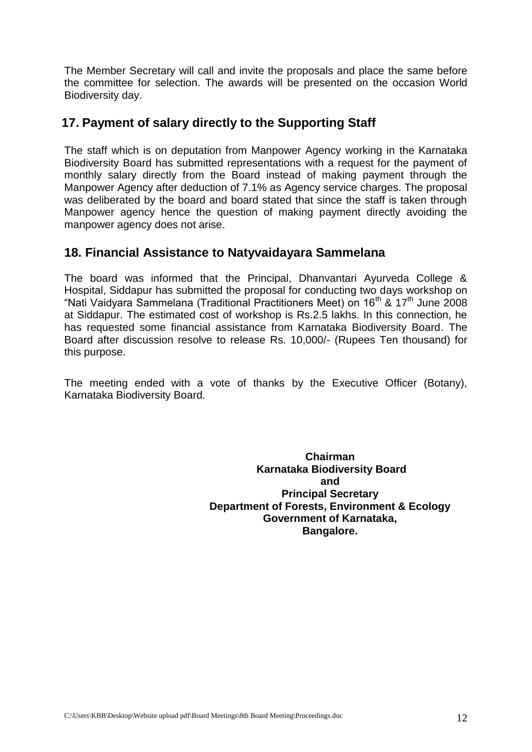The Member Secretary will call and invite the proposals and place the same before the committee for selection. The awards will be presented on the occasion World Biodiversity day.

## 17. Payment of salary directly to the Supporting Staff

The staff which is on deputation from Manpower Agency working in the Karnataka Biodiversity Board has submitted representations with a request for the payment of monthly salary directly from the Board instead of making payment through the Manpower Agency after deduction of 7.1% as Agency service charges. The proposal was deliberated by the board and board stated that since the staff is taken through Manpower agency hence the question of making payment directly avoiding the manpower agency does not arise.

## 18. Financial Assistance to Natyvaidayara Sammelana

The board was informed that the Principal, Dhanvantari Ayurveda College & Hospital, Siddapur has submitted the proposal for conducting two days workshop on "Nati Vaidyara Sammelana (Traditional Practitioners Meet) on 16th & 17th June 2008 at Siddapur. The estimated cost of workshop is Rs.2.5 lakhs. In this connection, he has requested some financial assistance from Karnataka Biodiversity Board. The Board after discussion resolve to release Rs. 10,000/- (Rupees Ten thousand) for this purpose.

The meeting ended with a vote of thanks by the Executive Officer (Botany), Karnataka Biodiversity Board.

**Chairman**
**Karnataka Biodiversity Board**
**and**
**Principal Secretary**
**Department of Forests, Environment & Ecology**
**Government of Karnataka,**
**Bangalore.**